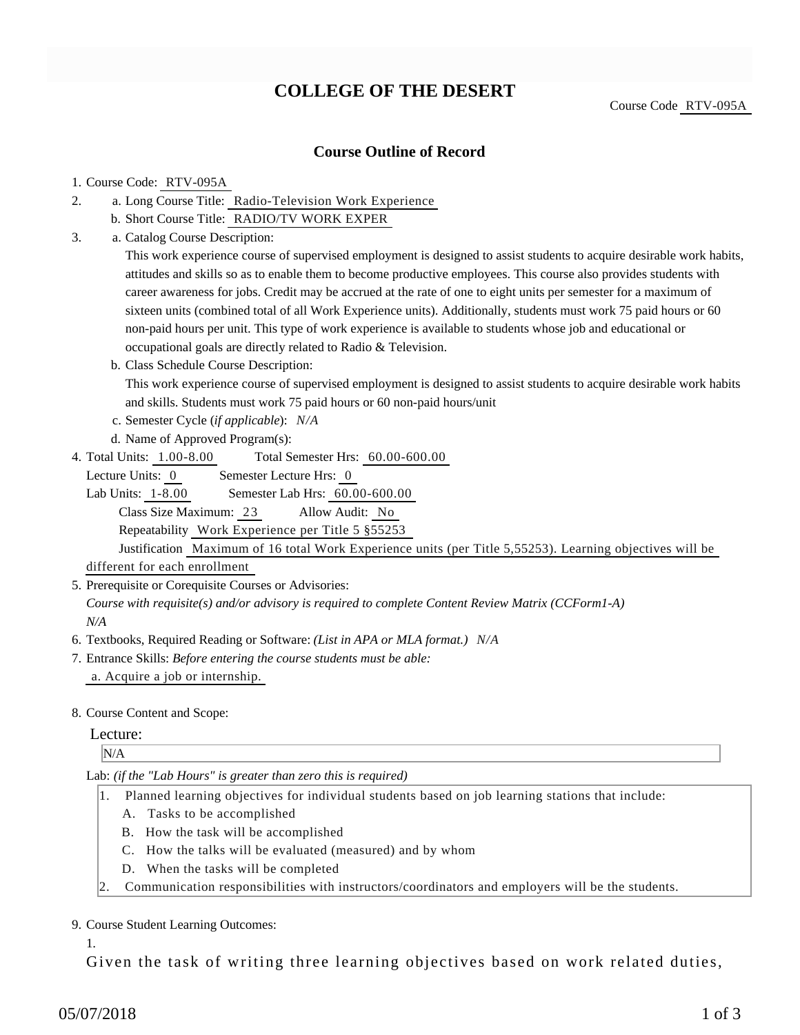# COLLEGE OF THE DESERT

Course Code RTV-095A

## Course Outline of Record

1. Course Code: RTV-095A
2. a. Long Course Title: Radio-Television Work Experience
   b. Short Course Title: RADIO/TV WORK EXPER
3. a. Catalog Course Description:
   This work experience course of supervised employment is designed to assist students to acquire desirable work habits, attitudes and skills so as to enable them to become productive employees. This course also provides students with career awareness for jobs. Credit may be accrued at the rate of one to eight units per semester for a maximum of sixteen units (combined total of all Work Experience units). Additionally, students must work 75 paid hours or 60 non-paid hours per unit. This type of work experience is available to students whose job and educational or occupational goals are directly related to Radio & Television.
   b. Class Schedule Course Description:
   This work experience course of supervised employment is designed to assist students to acquire desirable work habits and skills. Students must work 75 paid hours or 60 non-paid hours/unit
   c. Semester Cycle (*if applicable*): *N/A*
   d. Name of Approved Program(s):
4. Total Units: 1.00-8.00    Total Semester Hrs: 60.00-600.00
   Lecture Units: 0    Semester Lecture Hrs: 0
   Lab Units: 1-8.00    Semester Lab Hrs: 60.00-600.00
   Class Size Maximum: 23    Allow Audit: No
   Repeatability Work Experience per Title 5 §55253
   Justification Maximum of 16 total Work Experience units (per Title 5,55253). Learning objectives will be different for each enrollment
5. Prerequisite or Corequisite Courses or Advisories:
   *Course with requisite(s) and/or advisory is required to complete Content Review Matrix (CCForm1-A)*
   *N/A*
6. Textbooks, Required Reading or Software: *(List in APA or MLA format.)* *N/A*
7. Entrance Skills: *Before entering the course students must be able:*
   a. Acquire a job or internship.
8. Course Content and Scope:

   Lecture:

   N/A

   Lab: *(if the "Lab Hours" is greater than zero this is required)*

   1. Planned learning objectives for individual students based on job learning stations that include:
      A. Tasks to be accomplished
      B. How the task will be accomplished
      C. How the talks will be evaluated (measured) and by whom
      D. When the tasks will be completed
   2. Communication responsibilities with instructors/coordinators and employers will be the students.
9. Course Student Learning Outcomes:
   1.
   Given the task of writing three learning objectives based on work related duties,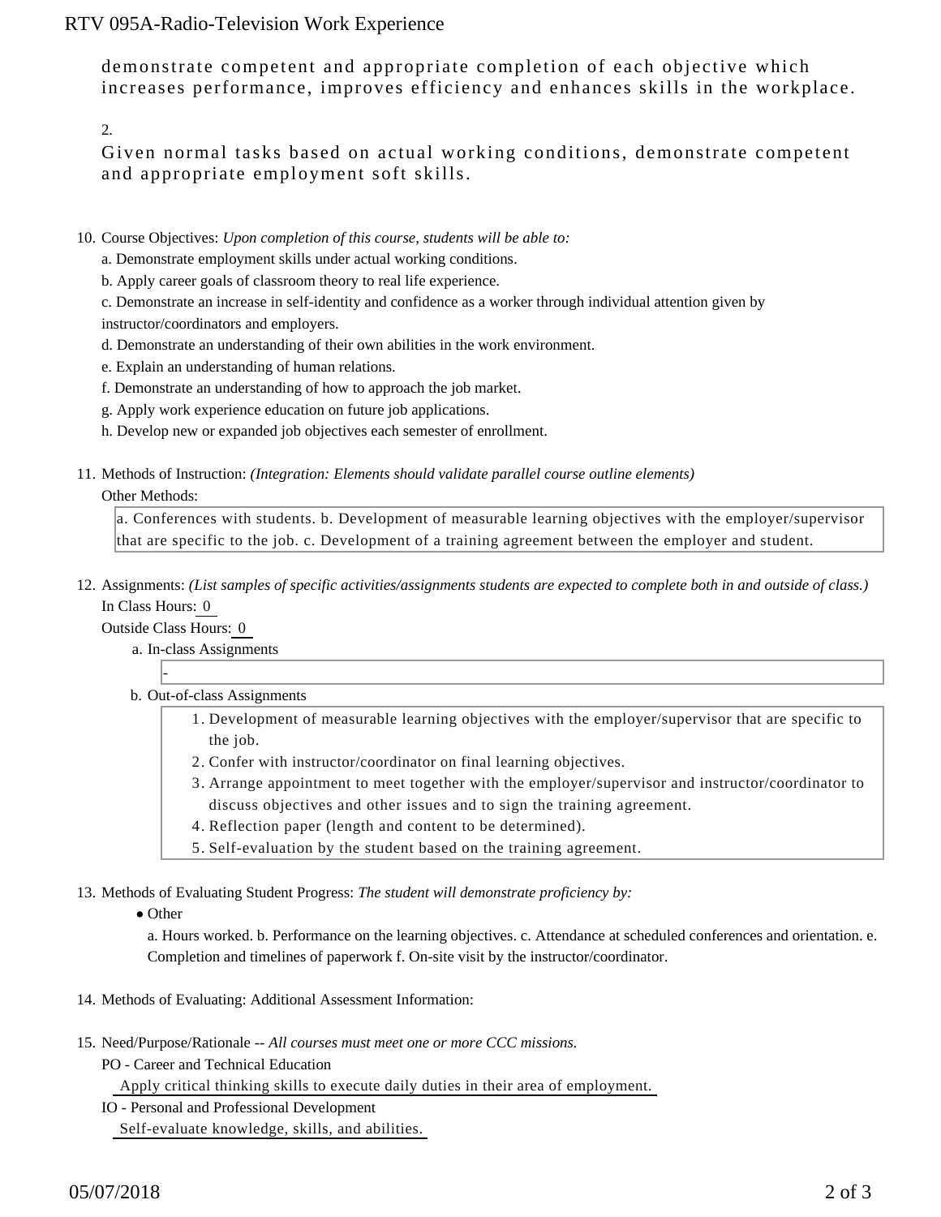demonstrate competent and appropriate completion of each objective which increases performance, improves efficiency and enhances skills in the workplace.

2.

Given normal tasks based on actual working conditions, demonstrate competent and appropriate employment soft skills.

10. Course Objectives: *Upon completion of this course, students will be able to:*

    a. Demonstrate employment skills under actual working conditions.

    b. Apply career goals of classroom theory to real life experience.

    c. Demonstrate an increase in self-identity and confidence as a worker through individual attention given by instructor/coordinators and employers.

    d. Demonstrate an understanding of their own abilities in the work environment.

    e. Explain an understanding of human relations.

    f. Demonstrate an understanding of how to approach the job market.

    g. Apply work experience education on future job applications.

    h. Develop new or expanded job objectives each semester of enrollment.

11. Methods of Instruction: *(Integration: Elements should validate parallel course outline elements)*

    Other Methods:

    a. Conferences with students. b. Development of measurable learning objectives with the employer/supervisor that are specific to the job. c. Development of a training agreement between the employer and student.

12. Assignments: *(List samples of specific activities/assignments students are expected to complete both in and outside of class.)*

    In Class Hours: 0

    Outside Class Hours: 0

    a. In-class Assignments

    -

    b. Out-of-class Assignments

    1. Development of measurable learning objectives with the employer/supervisor that are specific to the job.
    2. Confer with instructor/coordinator on final learning objectives.
    3. Arrange appointment to meet together with the employer/supervisor and instructor/coordinator to discuss objectives and other issues and to sign the training agreement.
    4. Reflection paper (length and content to be determined).
    5. Self-evaluation by the student based on the training agreement.

13. Methods of Evaluating Student Progress: *The student will demonstrate proficiency by:*

    - Other

    a. Hours worked. b. Performance on the learning objectives. c. Attendance at scheduled conferences and orientation. e. Completion and timelines of paperwork f. On-site visit by the instructor/coordinator.

14. Methods of Evaluating: Additional Assessment Information:

15. Need/Purpose/Rationale -- *All courses must meet one or more CCC missions.*

    PO - Career and Technical Education

    Apply critical thinking skills to execute daily duties in their area of employment.

    IO - Personal and Professional Development

    Self-evaluate knowledge, skills, and abilities.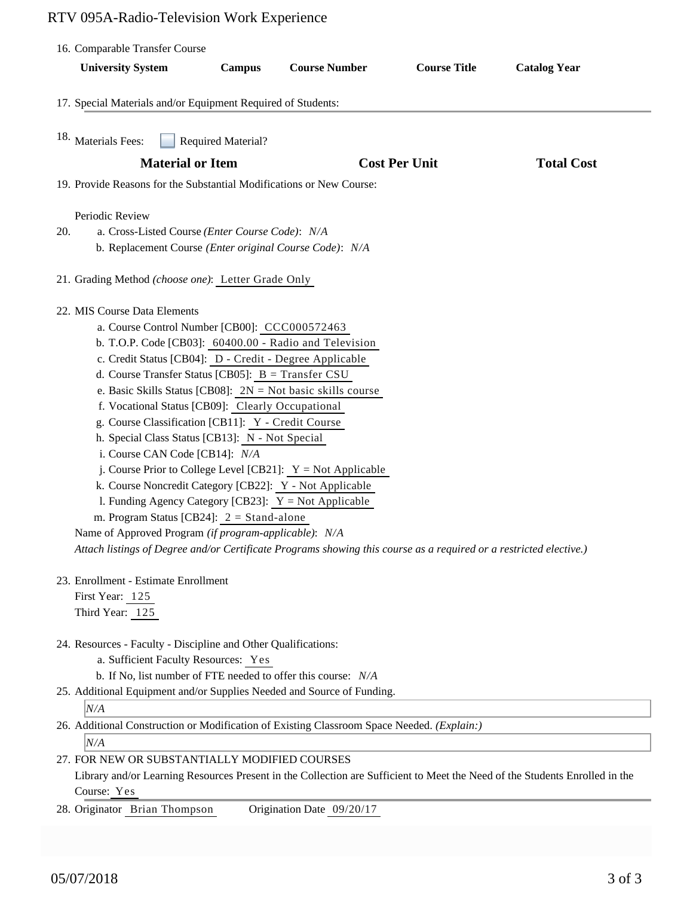RTV 095A-Radio-Television Work Experience

16. Comparable Transfer Course

| University System | Campus | Course Number | Course Title | Catalog Year |
|---|---|---|---|---|

17. Special Materials and/or Equipment Required of Students:

18. Materials Fees: ☐ Required Material?

| Material or Item | Cost Per Unit | Total Cost |
|---|---|---|

19. Provide Reasons for the Substantial Modifications or New Course:

    Periodic Review

20. a. Cross-Listed Course *(Enter Course Code)*: *N/A*
    b. Replacement Course *(Enter original Course Code)*: *N/A*

21. Grading Method *(choose one)*: Letter Grade Only

22. MIS Course Data Elements
    a. Course Control Number [CB00]: CCC000572463
    b. T.O.P. Code [CB03]: 60400.00 - Radio and Television
    c. Credit Status [CB04]: D - Credit - Degree Applicable
    d. Course Transfer Status [CB05]: B = Transfer CSU
    e. Basic Skills Status [CB08]: 2N = Not basic skills course
    f. Vocational Status [CB09]: Clearly Occupational
    g. Course Classification [CB11]: Y - Credit Course
    h. Special Class Status [CB13]: N - Not Special
    i. Course CAN Code [CB14]: *N/A*
    j. Course Prior to College Level [CB21]: Y = Not Applicable
    k. Course Noncredit Category [CB22]: Y - Not Applicable
    l. Funding Agency Category [CB23]: Y = Not Applicable
    m. Program Status [CB24]: 2 = Stand-alone

    Name of Approved Program *(if program-applicable)*: *N/A*

    *Attach listings of Degree and/or Certificate Programs showing this course as a required or a restricted elective.)*

23. Enrollment - Estimate Enrollment
    First Year: 125
    Third Year: 125

24. Resources - Faculty - Discipline and Other Qualifications:
    a. Sufficient Faculty Resources: Yes
    b. If No, list number of FTE needed to offer this course: *N/A*

25. Additional Equipment and/or Supplies Needed and Source of Funding.

    *N/A*

26. Additional Construction or Modification of Existing Classroom Space Needed. *(Explain:)*

    *N/A*

27. FOR NEW OR SUBSTANTIALLY MODIFIED COURSES
    Library and/or Learning Resources Present in the Collection are Sufficient to Meet the Need of the Students Enrolled in the Course: Yes

28. Originator Brian Thompson Origination Date 09/20/17

05/07/2018